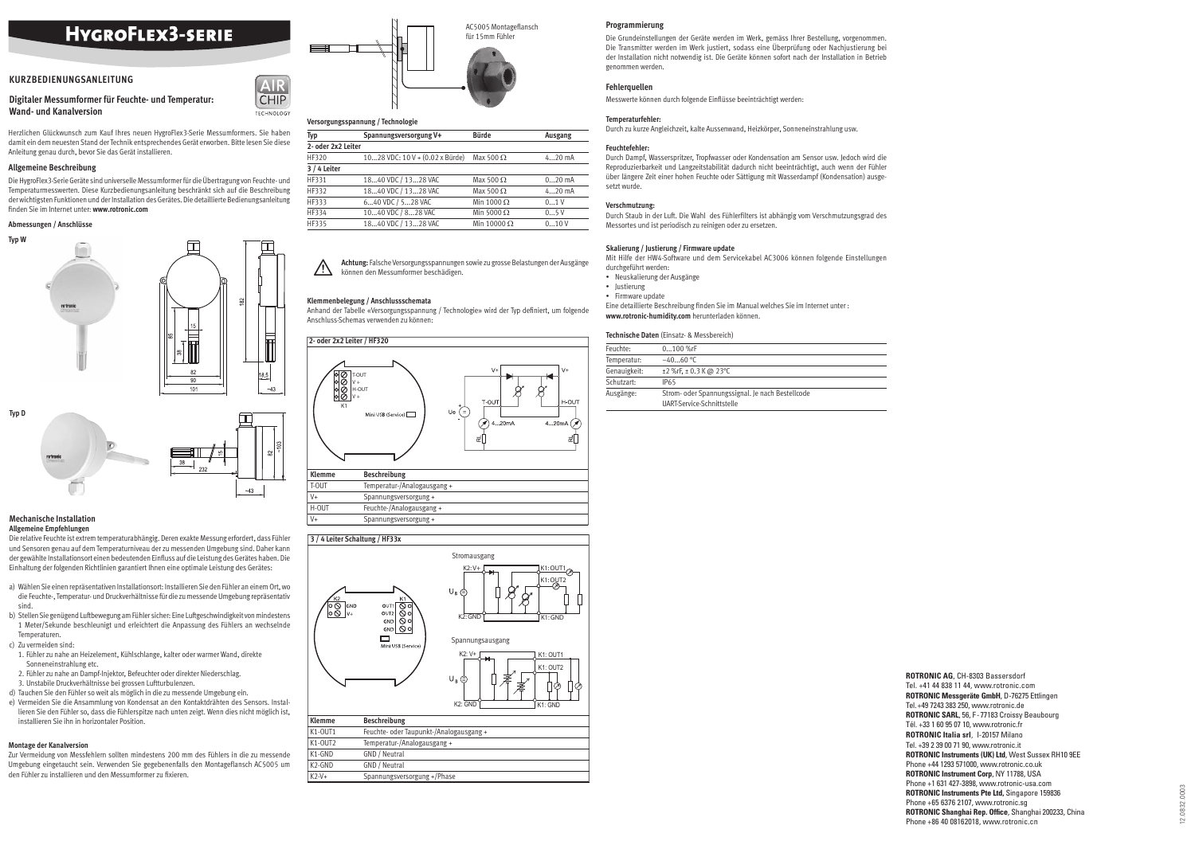# HygroFlex3-serie

## KURZBEDIENUNGSANLEITUNG

### Digitaler Messumformer für Feuchte- und Temperatur: Wand- und Kanalversion

Herzlichen Glückwunsch zum Kauf Ihres neuen HygroFlex3-Serie Messumformers. Sie haben damit ein dem neuesten Stand der Technik entsprechendes Gerät erworben. Bitte lesen Sie diese Anleitung genau durch, bevor Sie das Gerät installieren.

### Allgemeine Beschreibung

Die HygroFlex3-Serie Geräte sind universelle Messumformer für die Übertragung von Feuchte- und Temperaturmesswerten. Diese Kurzbedienungsanleitung beschränkt sich auf die Beschreibung der wichtigsten Funktionen und der Installation des Gerätes. Die detaillierte Bedienungsanleitung finden Sie im Internet unter: **www.rotronic.com**

**Abmessungen / Anschlüsse**

**Typ W**

**Typ D**

### Mechanische Installation

**Allgemeine Empfehlungen**

Die relative Feuchte ist extrem temperaturabhängig. Deren exakte Messung erfordert, dass Fühler und Sensoren genau auf dem Temperaturniveau der zu messenden Umgebung sind. Daher kann der gewählte Installationsort einen bedeutenden Einfluss auf die Leistung des Gerätes haben. Die Einhaltung der folgenden Richtlinien garantiert Ihnen eine optimale Leistung des Gerätes:

a) Wählen Sie einen repräsentativen Installationsort: Installieren Sie den Fühler an einem Ort, wo die Feuchte-, Temperatur- und Druckverhältnisse für die zu messende Umgebung repräsentativ sind.
b) Stellen Sie genügend Luftbewegung am Fühler sicher: Eine Luftgeschwindigkeit von mindestens 1 Meter/Sekunde beschleunigt und erleichtert die Anpassung des Fühlers an wechselnde Temperaturen.
c) Zu vermeiden sind:
   1. Fühler zu nahe an Heizelement, Kühlschlange, kalter oder warmer Wand, direkte Sonneneinstrahlung etc.
   2. Fühler zu nahe an Dampf-Injektor, Befeuchter oder direkter Niederschlag.
   3. Unstabile Druckverhältnisse bei grossen Luftturbulenzen.
d) Tauchen Sie den Fühler so weit als möglich in die zu messende Umgebung ein.
e) Vermeiden Sie die Ansammlung von Kondensat an den Kontaktdrähten des Sensors. Installieren Sie den Fühler so, dass die Fühlerspitze nach unten zeigt. Wenn dies nicht möglich ist, installieren Sie ihn in horizontaler Position.

**Montage der Kanalversion**

Zur Vermeidung von Messfehlern sollten mindestens 200 mm des Fühlers in die zu messende Umgebung eingetaucht sein. Verwenden Sie gegebenenfalls den Montageflansch AC5005 um den Fühler zu installieren und den Messumformer zu fixieren.

AC5005 Montageflansch für 15mm Fühler

**Versorgungsspannung / Technologie**

| Typ | Spannungsversorgung V+ | Bürde | Ausgang |
|---|---|---|---|
| 2- oder 2x2 Leiter | | | |
| HF320 | 10...28 VDC: 10 V + (0.02 x Bürde) | Max 500 Ω | 4...20 mA |
| 3 / 4 Leiter | | | |
| HF331 | 18...40 VDC / 13...28 VAC | Max 500 Ω | 0...20 mA |
| HF332 | 18...40 VDC / 13...28 VAC | Max 500 Ω | 4...20 mA |
| HF333 | 6...40 VDC / 5...28 VAC | Min 1000 Ω | 0...1 V |
| HF334 | 10...40 VDC / 8...28 VAC | Min 5000 Ω | 0...5 V |
| HF335 | 18...40 VDC / 13...28 VAC | Min 10000 Ω | 0...10 V |

**Achtung:** Falsche Versorgungsspannungen sowie zu grosse Belastungen der Ausgänge können den Messumformer beschädigen.

**Klemmenbelegung / Anschlussschemata**

Anhand der Tabelle «Versorgungsspannung / Technologie» wird der Typ definiert, um folgende Anschluss-Schemas verwenden zu können:

**2- oder 2x2 Leiter / HF320**

| Klemme | Beschreibung |
|---|---|
| T-OUT | Temperatur-/Analogausgang + |
| V+ | Spannungsversorgung + |
| H-OUT | Feuchte-/Analogausgang + |
| V+ | Spannungsversorgung + |

**3 / 4 Leiter Schaltung / HF33x**

Stromausgang

Spannungsausgang

| Klemme | Beschreibung |
|---|---|
| K1-OUT1 | Feuchte- oder Taupunkt-/Analogausgang + |
| K1-OUT2 | Temperatur-/Analogausgang + |
| K1-GND | GND / Neutral |
| K2-GND | GND / Neutral |
| K2-V+ | Spannungsversorgung +/Phase |

### Programmierung

Die Grundeinstellungen der Geräte werden im Werk, gemäss Ihrer Bestellung, vorgenommen. Die Transmitter werden im Werk justiert, sodass eine Überprüfung oder Nachjustierung bei der Installation nicht notwendig ist. Die Geräte können sofort nach der Installation in Betrieb genommen werden.

### Fehlerquellen

Messwerte können durch folgende Einflüsse beeinträchtigt werden:

**Temperaturfehler:**
Durch zu kurze Angleichzeit, kalte Aussenwand, Heizkörper, Sonneneinstrahlung usw.

**Feuchtefehler:**
Durch Dampf, Wasserspritzer, Tropfwasser oder Kondensation am Sensor usw. Jedoch wird die Reproduzierbarkeit und Langzeitstabilität dadurch nicht beeinträchtigt, auch wenn der Fühler über längere Zeit einer hohen Feuchte oder Sättigung mit Wasserdampf (Kondensation) ausgesetzt wurde.

**Verschmutzung:**
Durch Staub in der Luft. Die Wahl des Fühlerfilters ist abhängig vom Verschmutzungsgrad des Messortes und ist periodisch zu reinigen oder zu ersetzen.

**Skalierung / Justierung / Firmware update**

Mit Hilfe der HW4-Software und dem Servicekabel AC3006 können folgende Einstellungen durchgeführt werden:

- Neuskalierung der Ausgänge
- Justierung
- Firmware update

Eine detaillierte Beschreibung finden Sie im Manual welches Sie im Internet unter: **www.rotronic-humidity.com** herunterladen können.

**Technische Daten** (Einsatz- & Messbereich)

| | |
|---|---|
| Feuchte: | 0...100 %rF |
| Temperatur: | −40...60 °C |
| Genauigkeit: | ±2 %rF, ± 0.3 K @ 23°C |
| Schutzart: | IP65 |
| Ausgänge: | Strom- oder Spannungssignal. Je nach Bestellcode<br>UART-Service-Schnittstelle |

**ROTRONIC AG**, CH-8303 Bassersdorf
Tel. +41 44 838 11 44, www.rotronic.com
**ROTRONIC Messgeräte GmbH**, D-76275 Ettlingen
Tel. +49 7243 383 250, www.rotronic.de
**ROTRONIC SARL**, 56, F - 77183 Croissy Beaubourg
Tél. +33 1 60 95 07 10, www.rotronic.fr
**ROTRONIC Italia srl**, I-20157 Milano
Tel. +39 2 39 00 71 90, www.rotronic.it
**ROTRONIC Instruments (UK) Ltd**, West Sussex RH10 9EE
Phone +44 1293 571000, www.rotronic.co.uk
**ROTRONIC Instrument Corp**, NY 11788, USA
Phone +1 631 427-3898, www.rotronic-usa.com
**ROTRONIC Instruments Pte Ltd,** Singapore 159836
Phone +65 6376 2107, www.rotronic.sg
**ROTRONIC Shanghai Rep. Office**, Shanghai 200233, China
Phone +86 40 08162018, www.rotronic.cn

12.0832.0003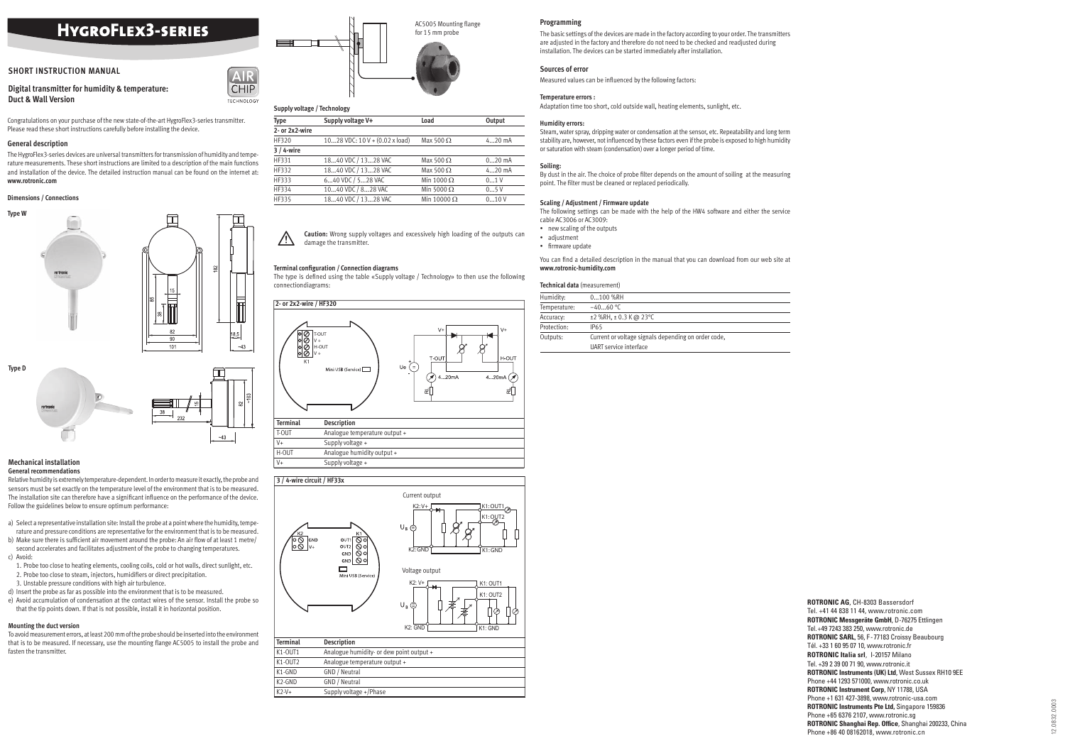# HygroFlex3-series

## SHORT INSTRUCTION MANUAL

### Digital transmitter for humidity & temperature: Duct & Wall Version

Congratulations on your purchase of the new state-of-the-art HygroFlex3-series transmitter. Please read these short instructions carefully before installing the device.

#### General description

The HygroFlex3-series devices are universal transmitters for transmission of humidity and temperature measurements. These short instructions are limited to a description of the main functions and installation of the device. The detailed instruction manual can be found on the internet at: **www.rotronic.com**

#### Dimensions / Connections

**Type W**

**Type D**

#### Mechanical installation

**General recommendations**

Relative humidity is extremely temperature-dependent. In order to measure it exactly, the probe and sensors must be set exactly on the temperature level of the environment that is to be measured. The installation site can therefore have a significant influence on the performance of the device. Follow the guidelines below to ensure optimum performance:

a) Select a representative installation site: Install the probe at a point where the humidity, temperature and pressure conditions are representative for the environment that is to be measured.
b) Make sure there is sufficient air movement around the probe: An air flow of at least 1 metre/second accelerates and facilitates adjustment of the probe to changing temperatures.
c) Avoid:
   1. Probe too close to heating elements, cooling coils, cold or hot walls, direct sunlight, etc.
   2. Probe too close to steam, injectors, humidifiers or direct precipitation.
   3. Unstable pressure conditions with high air turbulence.
d) Insert the probe as far as possible into the environment that is to be measured.
e) Avoid accumulation of condensation at the contact wires of the sensor. Install the probe so that the tip points down. If that is not possible, install it in horizontal position.

**Mounting the duct version**

To avoid measurement errors, at least 200 mm of the probe should be inserted into the environment that is to be measured. If necessary, use the mounting flange AC5005 to install the probe and fasten the transmitter.

AC5005 Mounting flange for 15 mm probe

#### Supply voltage / Technology

| Type | Supply voltage V+ | Load | Output |
|---|---|---|---|
| **2- or 2x2-wire** | | | |
| HF320 | 10...28 VDC: 10 V + (0.02 x load) | Max 500 Ω | 4...20 mA |
| **3 / 4-wire** | | | |
| HF331 | 18...40 VDC / 13...28 VAC | Max 500 Ω | 0...20 mA |
| HF332 | 18...40 VDC / 13...28 VAC | Max 500 Ω | 4...20 mA |
| HF333 | 6...40 VDC / 5...28 VAC | Min 1000 Ω | 0...1 V |
| HF334 | 10...40 VDC / 8...28 VAC | Min 5000 Ω | 0...5 V |
| HF335 | 18...40 VDC / 13...28 VAC | Min 10000 Ω | 0...10 V |

**Caution:** Wrong supply voltages and excessively high loading of the outputs can damage the transmitter.

#### Terminal configuration / Connection diagrams

The type is defined using the table «Supply voltage / Technology» to then use the following connectiondiagrams:

**2- or 2x2-wire / HF320**

| Terminal | Description |
|---|---|
| T-OUT | Analogue temperature output + |
| V+ | Supply voltage + |
| H-OUT | Analogue humidity output + |
| V+ | Supply voltage + |

**3 / 4-wire circuit / HF33x**

Current output

Voltage output

| Terminal | Description |
|---|---|
| K1-OUT1 | Analogue humidity- or dew point output + |
| K1-OUT2 | Analogue temperature output + |
| K1-GND | GND / Neutral |
| K2-GND | GND / Neutral |
| K2-V+ | Supply voltage +/Phase |

#### Programming

The basic settings of the devices are made in the factory according to your order. The transmitters are adjusted in the factory and therefore do not need to be checked and readjusted during installation. The devices can be started immediately after installation.

#### Sources of error

Measured values can be influenced by the following factors:

**Temperature errors :**

Adaptation time too short, cold outside wall, heating elements, sunlight, etc.

**Humidity errors:**

Steam, water spray, dripping water or condensation at the sensor, etc. Repeatability and long term stability are, however, not influenced by these factors even if the probe is exposed to high humidity or saturation with steam (condensation) over a longer period of time.

**Soiling:**

By dust in the air. The choice of probe filter depends on the amount of soiling at the measuring point. The filter must be cleaned or replaced periodically.

#### Scaling / Adjustment / Firmware update

The following settings can be made with the help of the HW4 software and either the service cable AC3006 or AC3009:

- new scaling of the outputs
- adjustment
- firmware update

You can find a detailed description in the manual that you can download from our web site at **www.rotronic-humidity.com**

**Technical data** (measurement)

| | |
|---|---|
| Humidity: | 0...100 %RH |
| Temperature: | –40...60 °C |
| Accuracy: | ±2 %RH, ± 0.3 K @ 23°C |
| Protection: | IP65 |
| Outputs: | Current or voltage signals depending on order code, UART service interface |

**ROTRONIC AG**, CH-8303 Bassersdorf
Tel. +41 44 838 11 44, www.rotronic.com
**ROTRONIC Messgeräte GmbH**, D-76275 Ettlingen
Tel. +49 7243 383 250, www.rotronic.de
**ROTRONIC SARL**, 56, F - 77183 Croissy Beaubourg
Tél. +33 1 60 95 07 10, www.rotronic.fr
**ROTRONIC Italia srl**, I-20157 Milano
Tel. +39 2 39 00 71 90, www.rotronic.it
**ROTRONIC Instruments (UK) Ltd**, West Sussex RH10 9EE
Phone +44 1293 571000, www.rotronic.co.uk
**ROTRONIC Instrument Corp**, NY 11788, USA
Phone +1 631 427-3898, www.rotronic-usa.com
**ROTRONIC Instruments Pte Ltd**, Singapore 159836
Phone +65 6376 2107, www.rotronic.sg
**ROTRONIC Shanghai Rep. Office**, Shanghai 200233, China
Phone +86 40 08162018, www.rotronic.cn

12.0832.0003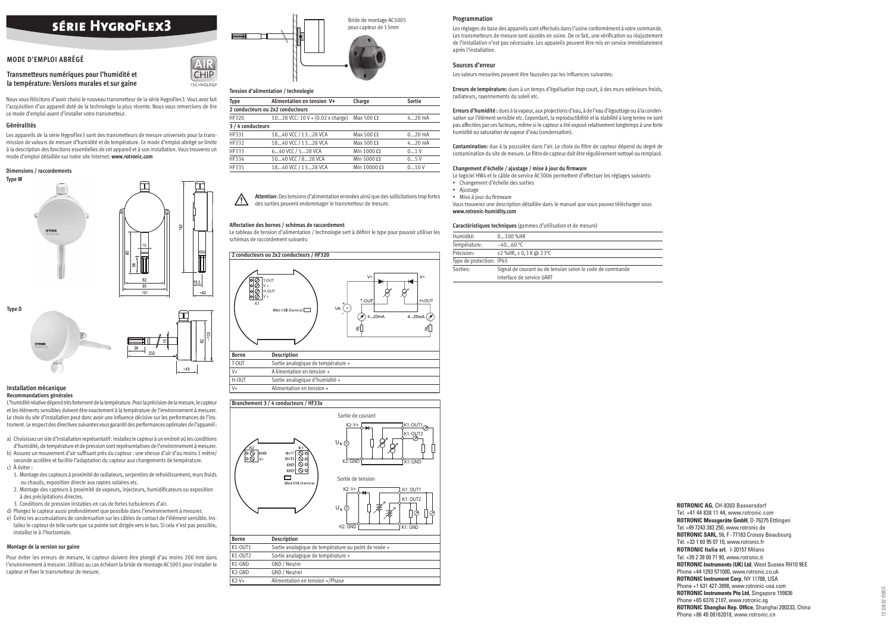# SÉRIE HYGROFLEX3

## MODE D'EMPLOI ABRÉGÉ

### Transmetteurs numériques pour l'humidité et la température: Versions murales et sur gaine

Nous vous félicitons d'avoir choisi le nouveau transmetteur de la série HygroFlex3. Vous avez fait l'acquisition d'un appareil doté de la technologie la plus récente. Nous vous remercions de lire ce mode d'emploi avant d'installer votre transmetteur.

#### Généralités

Les appareils de la série HygroFlex3 sont des transmetteurs de mesure universels pour la transmission de valeurs de mesure d'humidité et de température. Ce mode d'emploi abrégé se limite à la description des fonctions essentielles de cet appareil et à son installation. Vous trouverez un mode d'emploi détaillée sur notre site Internet: **www.rotronic.com**

#### Dimensions / raccordements

**Type W**

**Type D**

#### Installation mécanique

**Recommandations générales**

L'humidité relative dépend très fortement de la température. Pour la précision de la mesure, le capteur et les éléments sensibles doivent être exactement à la température de l'environnement à mesurer. Le choix du site d'installation peut donc avoir une influence décisive sur les performances de l'instrument. Le respect des directives suivantes vous garantit des performances optimales de l'appareil :

a) Choisissez un site d'installation représentatif : installez le capteur à un endroit où les conditions d'humidité, de température et de pression sont représentatives de l'environnement à mesurer.
b) Assurez un mouvement d'air suffisant près du capteur : une vitesse d'air d'au moins 1 mètre/seconde accélère et facilite l'adaptation du capteur aux changements de température.
c) À éviter :
   1. Montage des capteurs à proximité de radiateurs, serpentins de refroidissement, murs froids ou chauds, exposition directe aux rayons solaires etc.
   2. Montage des capteurs à proximité de vapeurs, injecteurs, humidificateurs ou exposition à des précipitations directes.
   3. Conditions de pression instables en cas de fortes turbulences d'air.
d) Plongez le capteur aussi profondément que possible dans l'environnement à mesurer.
e) Évitez les accumulations de condensation sur les câbles de contact de l'élément sensible. Installez le capteur de telle sorte que sa pointe soit dirigée vers le bas. Si cela n'est pas possible, installez le à l'horizontale.

#### Montage de la version sur gaine

Pour éviter les erreurs de mesure, le capteur doivent être plongé d'au moins 200 mm dans l'environnement à mesurer. Utilisez au cas échéant la bride de montage AC5005 pour installer le capteur et fixer le transmetteur de mesure.

Bride de montage AC5005 pour capteur de 15mm

#### Tension d'alimentation / technologie

| Type | Alimentation en tension V+ | Charge | Sortie |
|---|---|---|---|
| **2 conducteurs ou 2x2 conducteurs** | | | |
| HF320 | 10...28 VCC: 10 V + (0.02 x charge) | Max 500 Ω | 4...20 mA |
| **3 / 4 conducteurs** | | | |
| HF331 | 18...40 VCC / 13...28 VCA | Max 500 Ω | 0...20 mA |
| HF332 | 18...40 VCC / 13...28 VCA | Max 500 Ω | 4...20 mA |
| HF333 | 6...40 VCC / 5...28 VCA | Min 1000 Ω | 0...1 V |
| HF334 | 10...40 VCC / 8...28 VCA | Min 5000 Ω | 0...5 V |
| HF335 | 18...40 VCC / 13...28 VCA | Min 10000 Ω | 0...10 V |

**Attention:** Des tensions d'alimentation erronées ainsi que des sollicitations trop fortes des sorties peuvent endommager le transmetteur de mesure.

#### Affectation des bornes / schémas de raccordement

Le tableau de tension d'alimentation / technologie sert à définir le type pour pouvoir utiliser les schémas de raccordement suivants:

**2 conducteurs ou 2x2 conducteurs / HF320**

| Borne | Description |
|---|---|
| T-OUT | Sortie analogique de température + |
| V+ | A limentation en tension + |
| H-OUT | Sortie analogique d'humidité + |
| V+ | Alimentation en tension + |

**Branchement 3 / 4 conducteurs / HF33x**

Sortie de courant

Sortie de tension

| Borne | Description |
|---|---|
| K1-OUT1 | Sortie analogique de température ou point de rosée + |
| K1-OUT2 | Sortie analogique de température + |
| K1-GND | GND / Neutre |
| K2-GND | GND / Neutrel |
| K2-V+ | Alimentation en tension +/Phase |

#### Programmation

Les réglages de base des appareils sont effectués dans l'usine conformément à votre commande. Les transmetteurs de mesure sont ajustés en usine. De ce fait, une vérification ou réajustement de l'installation n'est pas nécessaire. Les appareils peuvent être mis en service immédiatement après l'installation.

#### Sources d'erreur

Les valeurs mesurées peuvent être faussées par les influences suivantes:

**Erreurs de température:** dues à un temps d'égalisation trop court, à des murs extérieurs froids, radiateurs, rayonnements du soleil etc.

**Erreurs d'humidité :** dues à la vapeur, aux projections d'eau, à de l'eau d'égouttage ou à la condensation sur l'élément sensible etc. Cependant, la reproductibilité et la stabilité à long terme ne sont pas affectées par ces facteurs, même si le capteur a été exposé relativement longtemps à une forte humidité ou saturation de vapeur d'eau (condensation).

**Contamination:** due à la poussière dans l'air. Le choix du filtre de capteur dépend du degré de contamination du site de mesure. Le filtre de capteur doit être régulièrement nettoyé ou remplacé.

**Changement d'échelle / ajustage / mise à jour du firmware**

Le logiciel HW4 et le câble de service AC3006 permettent d'effectuer les réglages suivants:

- Changement d'échelle des sorties
- Ajustage
- Mise à jour du firmware

Vous trouverez une description détaillée dans le manuel que vous pouvez télécharger sous **www.rotronic-humidity.com**

**Caractéristiques techniques** (gammes d'utilisation et de mesure)

| | |
|---|---|
| Humidité: | 0...100 %HR |
| Température: | –40...60 °C |
| Précision: | ±2 %HR, ± 0,3 K @ 23°C |
| Type de protection: | IP65 |
| Sorties: | Signal de courant ou de tension selon le code de commande<br>Interface de service UART |

**ROTRONIC AG**, CH-8303 Bassersdorf
Tel. +41 44 838 11 44, www.rotronic.com
**ROTRONIC Messgeräte GmbH**, D-76275 Ettlingen
Tel. +49 7243 383 250, www.rotronic.de
**ROTRONIC SARL**, 56, F - 77183 Croissy Beaubourg
Tél. +33 1 60 95 07 10, www.rotronic.fr
**ROTRONIC Italia srl**, I-20157 Milano
Tel. +39 2 39 00 71 90, www.rotronic.it
**ROTRONIC Instruments (UK) Ltd**, West Sussex RH10 9EE
Phone +44 1293 571000, www.rotronic.co.uk
**ROTRONIC Instrument Corp**, NY 11788, USA
Phone +1 631 427-3898, www.rotronic-usa.com
**ROTRONIC Instruments Pte Ltd**, Singapore 159836
Phone +65 6376 2107, www.rotronic.sg
**ROTRONIC Shanghai Rep. Office**, Shanghai 200233, China
Phone +86 40 08162018, www.rotronic.cn

12.0832.0003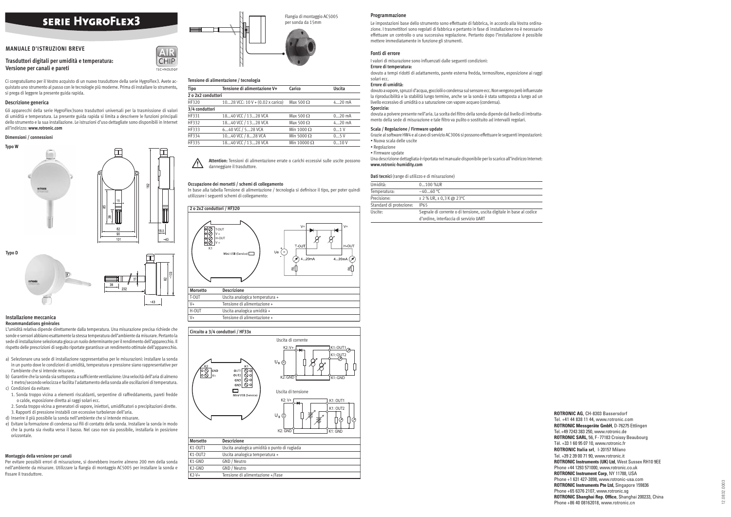# SERIE HYGROFLEX3

## MANUALE D'ISTRUZIONI BREVE

### Trasduttori digitali per umidità e temperatura: Versione per canali e pareti

AIR CHIP TECHNOLOGY

Ci congratuliamo per il Vostro acquisto di un nuovo trasduttore della serie HygroFlex3. Avete acquistato uno strumento al passo con le tecnologie più moderne. Prima di installare lo strumento, si prega di leggere la presente guida rapida.

### Descrizione generica

Gli apparecchi della serie HygroFlex3sono trasduttori universali per la trasmissione di valori di umidità e temperatura. La presente guida rapida si limita a descrivere le funzioni principali dello strumento e la sua installazione. Le istruzioni d'uso dettagliate sono disponibili in Internet all'indirizzo: **www.rotronic.com**

**Dimensioni / connessioni**

**Typo W**

82
90
101
15
38
85
182
18.5
~43

**Typo D**

38
232
15
62
~103
~43

### Installazione meccanica

**Recommandations générales**

L'umidità relativa dipende direttamente dalla temperatura. Una misurazione precisa richiede che sonde e sensori abbiano esattamente la stessa temperatura dell'ambiente da misurare. Pertanto la sede di installazione selezionata gioca un ruolo determinante per il rendimento dell'apparecchio. Il rispetto delle prescrizioni di seguito riportate garantisce un rendimento ottimale dell'apparecchio.

a) Selezionare una sede di installazione rappresentativa per le misurazioni: installare la sonda in un punto dove le condizioni di umidità, temperatura e pressione siano rappresentative per l'ambiente che si intende misurare.
b) Garantire che la sonda sia sottoposta a sufficiente ventilazione: Una velocità dell'aria di almeno 1 metro/secondo velocizza e facilita l'adattamento della sonda alle oscillazioni di temperatura.
c) Condizioni da evitare:
   1. Sonda troppo vicina a elementi riscaldanti, serpentine di raffreddamento, pareti fredde o calde, esposizione diretta ai raggi solari ecc.
   2. Sonda troppo vicina a generatori di vapore, iniettori, umidificatori o precipitazioni dirette.
   3. Rapporti di pressione instabili con eccessive turbolenze dell'aria.
d) Inserire il più possibile la sonda nell'ambiente che si intende misurare.
e) Evitare la formazione di condensa sui fili di contatto della sonda. Installare la sonda in modo che la punta sia rivolta verso il basso. Nel caso non sia possibile, installarla in posizione orizzontale.

**Montaggio della versione per canali**

Per evitare possibili errori di misurazione, si dovrebbero inserire almeno 200 mm della sonda nell'ambiente da misurare. Utilizzare la flangia di montaggio AC5005 per installare la sonda e fissare il trasduttore.

Flangia di montaggio AC5005 per sonda da 15mm

**Tensione di alimentazione / tecnologia**

| Tipo | Tensione di alimentazione V+ | Carico | Uscita |
|---|---|---|---|
| **2 o 2x2 conduttori** | | | |
| HF320 | 10...28 VCC: 10 V + (0.02 x carico) | Max 500 Ω | 4...20 mA |
| **3/4 conduttori** | | | |
| HF331 | 18...40 VCC / 13...28 VCA | Max 500 Ω | 0...20 mA |
| HF332 | 18...40 VCC / 13...28 VCA | Max 500 Ω | 4...20 mA |
| HF333 | 6...40 VCC / 5...28 VCA | Min 1000 Ω | 0...1 V |
| HF334 | 10...40 VCC / 8...28 VCA | Min 5000 Ω | 0...5 V |
| HF335 | 18...40 VCC / 13...28 VCA | Min 10000 Ω | 0...10 V |

**Attention:** Tensioni di alimentazione errate o carichi eccessivi sulle uscite possono danneggiare il trasduttore.

**Occupazione dei morsetti / schemi di collegamento**

In base alla tabella Tensione di alimentazione / tecnologia si definisce il tipo, per poter quindi utilizzare i seguenti schemi di collegamento:

**2 o 2x2 conduttori / HF320**

T-OUT
V+
H-OUT
V+
K1
Mini USB (Service)
Ue
4...20mA
RL

| Morsetto | Descrizione |
|---|---|
| T-OUT | Uscita analogica temperatura + |
| V+ | Tensione di alimentazione + |
| H-OUT | Uscita analogica umidità + |
| V+ | Tensione di alimentazione + |

**Circuito a 3/4 conduttori / HF33x**

Uscita di corrente

K2: V+
K1: OUT1
K1: OUT2
K2: GND
K1: GND
GND
V+
OUT1
OUT2
GND
Mini USB (Service)

Uscita di tensione

K2: V+
K1: OUT1
K1: OUT2
K2: GND
K1: GND

| Morsetto | Descrizione |
|---|---|
| K1-OUT1 | Uscita analogica umidità o punto di rugiada |
| K1-OUT2 | Uscita analogica temperatura + |
| K1-GND | GND / Neutro |
| K2-GND | GND / Neutro |
| K2-V+ | Tensione di alimentazione +/Fase |

### Programmazione

Le impostazioni base dello strumento sono effettuate di fabbrica, in accordo alla Vostra ordinazione. I trasmettitori sono regolati di fabbrica e pertanto in fase di installazione no è necessario effettuare un controllo o una successiva regolazione. Pertanto dopo l'installazione è possibile mettere immediatamente in funzione gli strumenti.

### Fonti di errore

I valori di misurazione sono influenzati dalle seguenti condizioni:

**Errore di temperatura:**
dovuto a tempi ridotti di adattamento, parete esterna fredda, termosifone, esposizione ai raggi solari ecc.

**Errore di umidità:**
dovuto a vapore, spruzzi d'acqua, gocciolii o condensa sul sensore ecc. Non vengono però influenzate la riproducibilità e la stabilità lungo termine, anche se la sonda è stata sottoposta a lungo ad un livello eccessivo di umidità o a saturazione con vapore acqueo (condensa).

**Sporcizia:**
dovuta a polvere presente nell'aria. La scelta del filtro della sonda dipende dal livello di imbrattamento della sede di misurazione e tale filtro va pulito o sostituito ad intervalli regolari.

### Scala / Regolazione / Firmware update

Grazie al software HW4 e al cavo di servizio AC3006 si possono effettuare le seguenti impostazioni:

- Nuova scala delle uscite
- Regolazione
- Firmware update

Una descrizione dettagliata è riportata nel manuale disponibile per lo scarico all'indirizzo Internet: **www.rotronic-humidity.com**

**Dati tecnici** (range di utilizzo e di misurazione)

| | |
|---|---|
| Umidità: | 0...100 %UR |
| Temperatura: | –40...60 °C |
| Precisione: | ± 2 % UR, ± 0,3 K @ 23°C |
| Standard di protezione: | IP65 |
| Uscite: | Segnale di corrente o di tensione, uscita digitale in base al codice d'ordine, interfaccia di servizio UART |

**ROTRONIC AG**, CH-8303 Bassersdorf
Tel. +41 44 838 11 44, www.rotronic.com
**ROTRONIC Messgeräte GmbH**, D-76275 Ettlingen
Tel. +49 7243 383 250, www.rotronic.de
**ROTRONIC SARL,** 56, F - 77183 Croissy Beaubourg
Tél. +33 1 60 95 07 10, www.rotronic.fr
**ROTRONIC Italia srl**, I-20157 Milano
Tel. +39 2 39 00 71 90, www.rotronic.it
**ROTRONIC Instruments (UK) Ltd**, West Sussex RH10 9EE
Phone +44 1293 571000, www.rotronic.co.uk
**ROTRONIC Instrument Corp**, NY 11788, USA
Phone +1 631 427-3898, www.rotronic-usa.com
**ROTRONIC Instruments Pte Ltd,** Singapore 159836
Phone +65 6376 2107, www.rotronic.sg
**ROTRONIC Shanghai Rep. Office**, Shanghai 200233, China
Phone +86 40 08162018, www.rotronic.cn

12.0832.0003